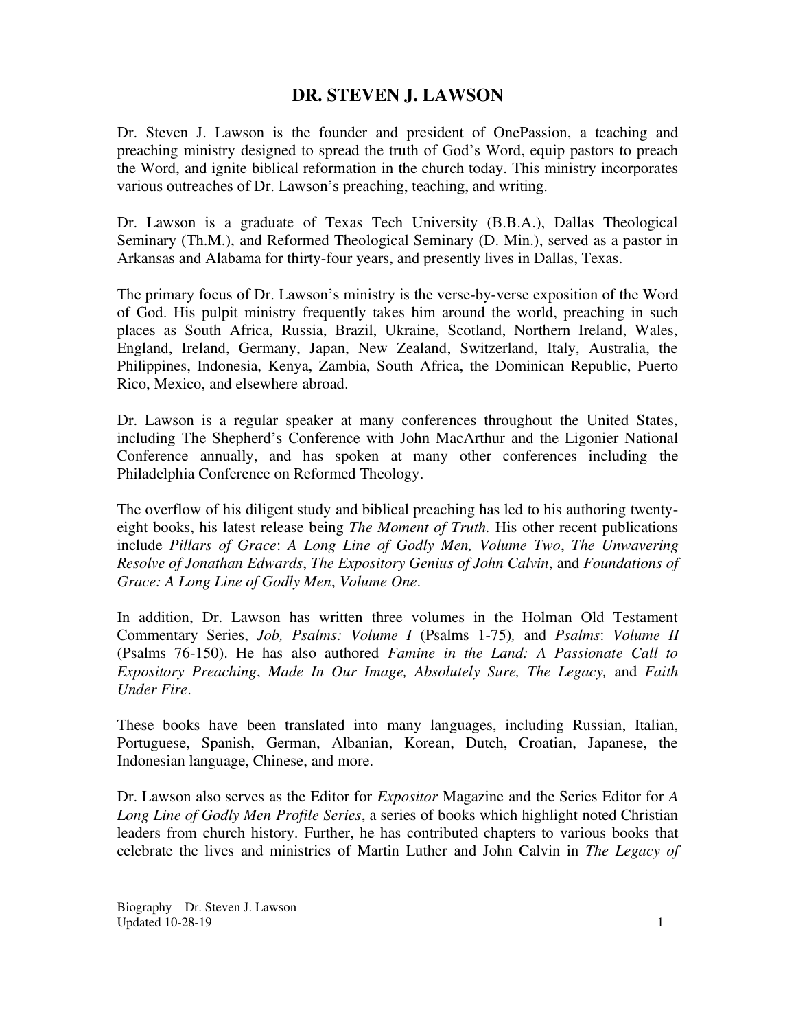# DR. STEVEN J. LAWSON

Dr. Steven J. Lawson is the founder and president of OnePassion, a teaching and preaching ministry designed to spread the truth of God's Word, equip pastors to preach the Word, and ignite biblical reformation in the church today. This ministry incorporates various outreaches of Dr. Lawson's preaching, teaching, and writing.

Dr. Lawson is a graduate of Texas Tech University (B.B.A.), Dallas Theological Seminary (Th.M.), and Reformed Theological Seminary (D. Min.), served as a pastor in Arkansas and Alabama for thirty-four years, and presently lives in Dallas, Texas.

The primary focus of Dr. Lawson's ministry is the verse-by-verse exposition of the Word of God. His pulpit ministry frequently takes him around the world, preaching in such places as South Africa, Russia, Brazil, Ukraine, Scotland, Northern Ireland, Wales, England, Ireland, Germany, Japan, New Zealand, Switzerland, Italy, Australia, the Philippines, Indonesia, Kenya, Zambia, South Africa, the Dominican Republic, Puerto Rico, Mexico, and elsewhere abroad.

Dr. Lawson is a regular speaker at many conferences throughout the United States, including The Shepherd's Conference with John MacArthur and the Ligonier National Conference annually, and has spoken at many other conferences including the Philadelphia Conference on Reformed Theology.

The overflow of his diligent study and biblical preaching has led to his authoring twenty-eight books, his latest release being *The Moment of Truth.* His other recent publications include *Pillars of Grace*: *A Long Line of Godly Men, Volume Two*, *The Unwavering Resolve of Jonathan Edwards*, *The Expository Genius of John Calvin*, and *Foundations of Grace: A Long Line of Godly Men*, *Volume One*.

In addition, Dr. Lawson has written three volumes in the Holman Old Testament Commentary Series, *Job, Psalms: Volume I* (Psalms 1-75)*,* and *Psalms*: *Volume II* (Psalms 76-150). He has also authored *Famine in the Land: A Passionate Call to Expository Preaching*, *Made In Our Image, Absolutely Sure, The Legacy,* and *Faith Under Fire*.

These books have been translated into many languages, including Russian, Italian, Portuguese, Spanish, German, Albanian, Korean, Dutch, Croatian, Japanese, the Indonesian language, Chinese, and more.

Dr. Lawson also serves as the Editor for *Expositor* Magazine and the Series Editor for *A Long Line of Godly Men Profile Series*, a series of books which highlight noted Christian leaders from church history. Further, he has contributed chapters to various books that celebrate the lives and ministries of Martin Luther and John Calvin in *The Legacy of*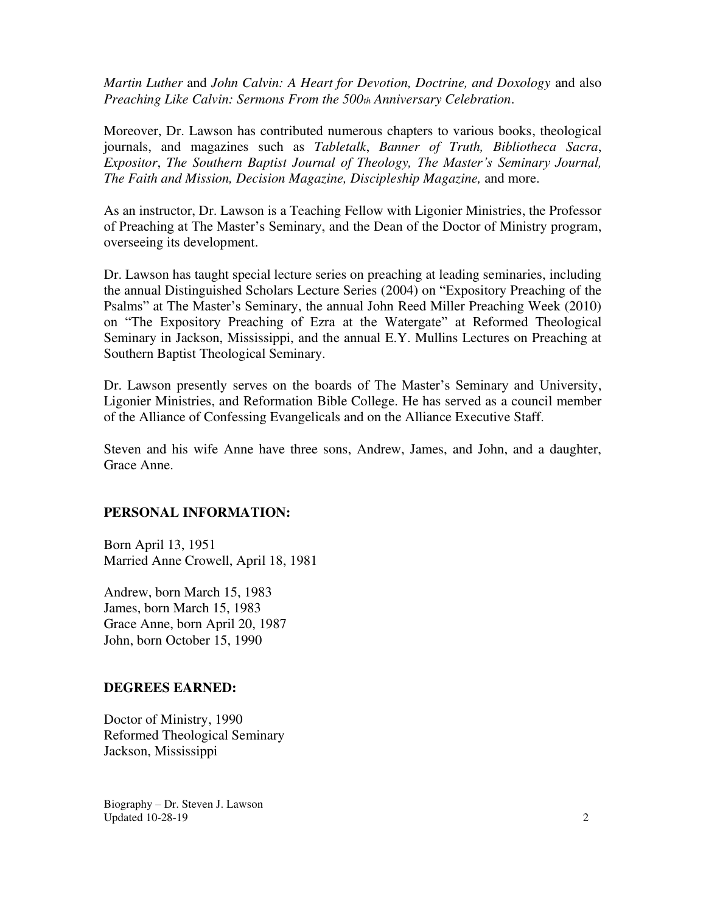*Martin Luther* and *John Calvin: A Heart for Devotion, Doctrine, and Doxology* and also *Preaching Like Calvin: Sermons From the 500th Anniversary Celebration*.

Moreover, Dr. Lawson has contributed numerous chapters to various books, theological journals, and magazines such as *Tabletalk*, *Banner of Truth, Bibliotheca Sacra*, *Expositor*, *The Southern Baptist Journal of Theology, The Master's Seminary Journal, The Faith and Mission, Decision Magazine, Discipleship Magazine,* and more.

As an instructor, Dr. Lawson is a Teaching Fellow with Ligonier Ministries, the Professor of Preaching at The Master's Seminary, and the Dean of the Doctor of Ministry program, overseeing its development.

Dr. Lawson has taught special lecture series on preaching at leading seminaries, including the annual Distinguished Scholars Lecture Series (2004) on "Expository Preaching of the Psalms" at The Master's Seminary, the annual John Reed Miller Preaching Week (2010) on "The Expository Preaching of Ezra at the Watergate" at Reformed Theological Seminary in Jackson, Mississippi, and the annual E.Y. Mullins Lectures on Preaching at Southern Baptist Theological Seminary.

Dr. Lawson presently serves on the boards of The Master's Seminary and University, Ligonier Ministries, and Reformation Bible College. He has served as a council member of the Alliance of Confessing Evangelicals and on the Alliance Executive Staff.

Steven and his wife Anne have three sons, Andrew, James, and John, and a daughter, Grace Anne.

## PERSONAL INFORMATION:

Born April 13, 1951
Married Anne Crowell, April 18, 1981

Andrew, born March 15, 1983
James, born March 15, 1983
Grace Anne, born April 20, 1987
John, born October 15, 1990

## DEGREES EARNED:

Doctor of Ministry, 1990
Reformed Theological Seminary
Jackson, Mississippi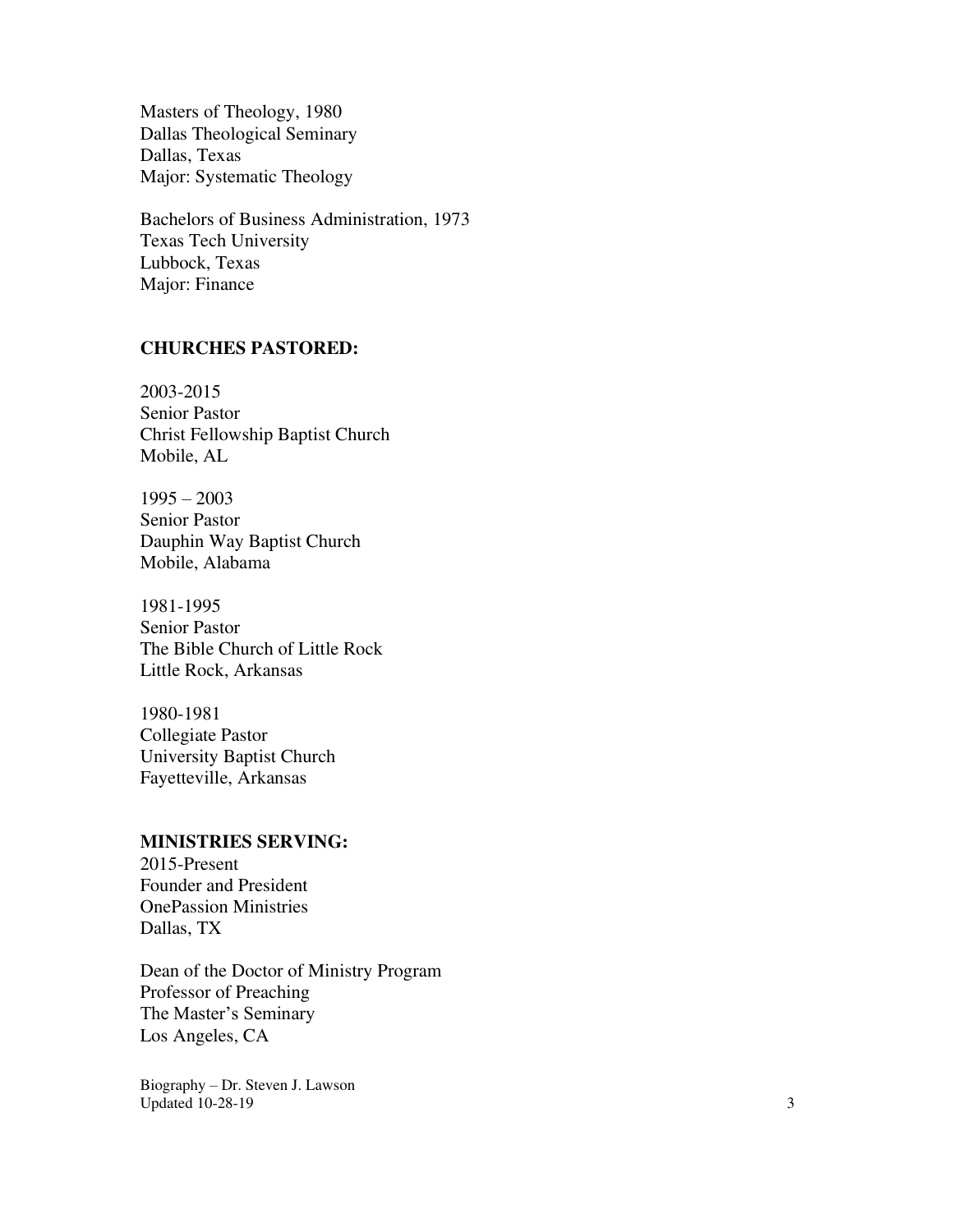Masters of Theology, 1980
Dallas Theological Seminary
Dallas, Texas
Major: Systematic Theology

Bachelors of Business Administration, 1973
Texas Tech University
Lubbock, Texas
Major: Finance

**CHURCHES PASTORED:**

2003-2015
Senior Pastor
Christ Fellowship Baptist Church
Mobile, AL

1995 – 2003
Senior Pastor
Dauphin Way Baptist Church
Mobile, Alabama

1981-1995
Senior Pastor
The Bible Church of Little Rock
Little Rock, Arkansas

1980-1981
Collegiate Pastor
University Baptist Church
Fayetteville, Arkansas

**MINISTRIES SERVING:**

2015-Present
Founder and President
OnePassion Ministries
Dallas, TX

Dean of the Doctor of Ministry Program
Professor of Preaching
The Master's Seminary
Los Angeles, CA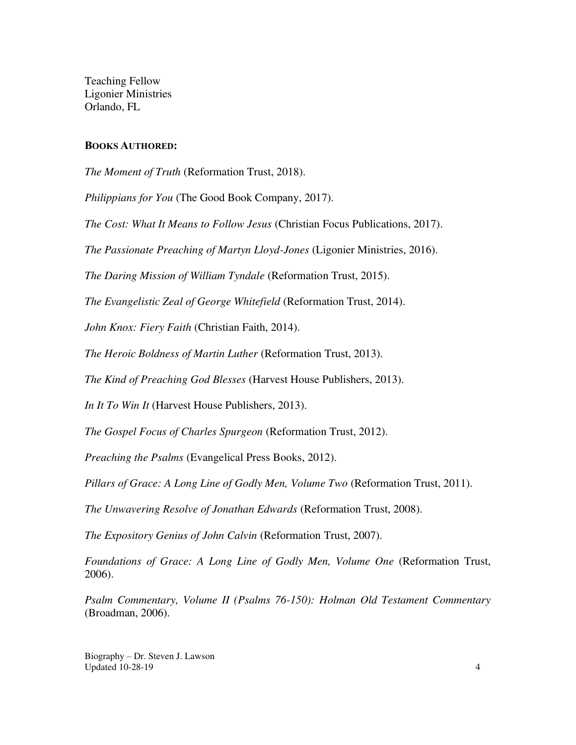Teaching Fellow
Ligonier Ministries
Orlando, FL

**BOOKS AUTHORED:**

*The Moment of Truth* (Reformation Trust, 2018).

*Philippians for You* (The Good Book Company, 2017).

*The Cost: What It Means to Follow Jesus* (Christian Focus Publications, 2017).

*The Passionate Preaching of Martyn Lloyd-Jones* (Ligonier Ministries, 2016).

*The Daring Mission of William Tyndale* (Reformation Trust, 2015).

*The Evangelistic Zeal of George Whitefield* (Reformation Trust, 2014).

*John Knox: Fiery Faith* (Christian Faith, 2014).

*The Heroic Boldness of Martin Luther* (Reformation Trust, 2013).

*The Kind of Preaching God Blesses* (Harvest House Publishers, 2013).

*In It To Win It* (Harvest House Publishers, 2013).

*The Gospel Focus of Charles Spurgeon* (Reformation Trust, 2012).

*Preaching the Psalms* (Evangelical Press Books, 2012).

*Pillars of Grace: A Long Line of Godly Men, Volume Two* (Reformation Trust, 2011).

*The Unwavering Resolve of Jonathan Edwards* (Reformation Trust, 2008).

*The Expository Genius of John Calvin* (Reformation Trust, 2007).

*Foundations of Grace: A Long Line of Godly Men, Volume One* (Reformation Trust, 2006).

*Psalm Commentary, Volume II (Psalms 76-150): Holman Old Testament Commentary* (Broadman, 2006).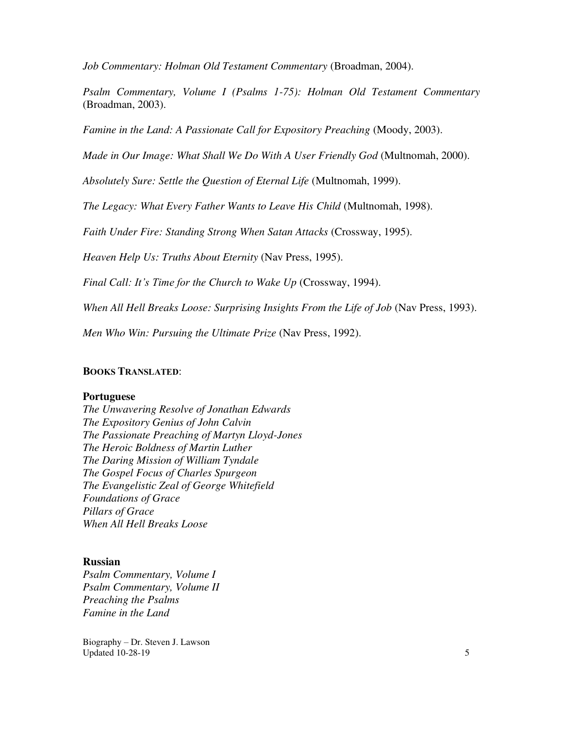*Job Commentary: Holman Old Testament Commentary* (Broadman, 2004).

*Psalm Commentary, Volume I (Psalms 1-75): Holman Old Testament Commentary* (Broadman, 2003).

*Famine in the Land: A Passionate Call for Expository Preaching* (Moody, 2003).

*Made in Our Image: What Shall We Do With A User Friendly God* (Multnomah, 2000).

*Absolutely Sure: Settle the Question of Eternal Life* (Multnomah, 1999).

*The Legacy: What Every Father Wants to Leave His Child* (Multnomah, 1998).

*Faith Under Fire: Standing Strong When Satan Attacks* (Crossway, 1995).

*Heaven Help Us: Truths About Eternity* (Nav Press, 1995).

*Final Call: It's Time for the Church to Wake Up* (Crossway, 1994).

*When All Hell Breaks Loose: Surprising Insights From the Life of Job* (Nav Press, 1993).

*Men Who Win: Pursuing the Ultimate Prize* (Nav Press, 1992).

**BOOKS TRANSLATED**:

**Portuguese**

*The Unwavering Resolve of Jonathan Edwards*
*The Expository Genius of John Calvin*
*The Passionate Preaching of Martyn Lloyd-Jones*
*The Heroic Boldness of Martin Luther*
*The Daring Mission of William Tyndale*
*The Gospel Focus of Charles Spurgeon*
*The Evangelistic Zeal of George Whitefield*
*Foundations of Grace*
*Pillars of Grace*
*When All Hell Breaks Loose*

**Russian**

*Psalm Commentary, Volume I*
*Psalm Commentary, Volume II*
*Preaching the Psalms*
*Famine in the Land*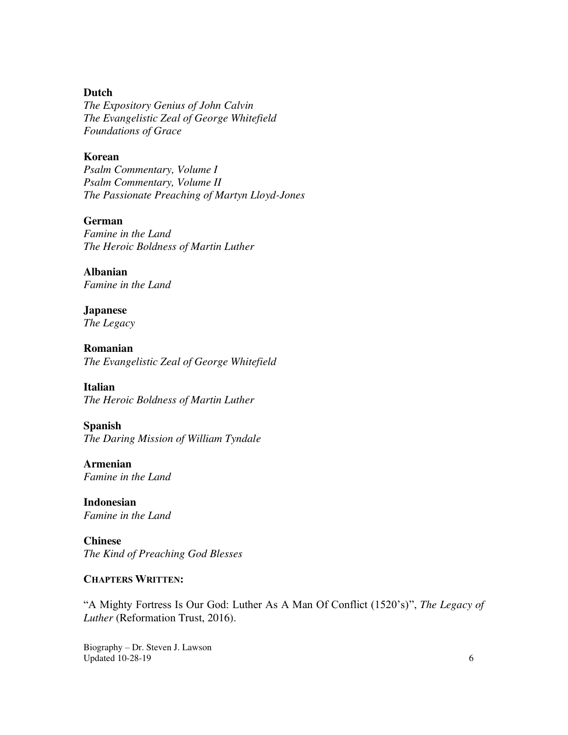**Dutch**
*The Expository Genius of John Calvin*
*The Evangelistic Zeal of George Whitefield*
*Foundations of Grace*

**Korean**
*Psalm Commentary, Volume I*
*Psalm Commentary, Volume II*
*The Passionate Preaching of Martyn Lloyd-Jones*

**German**
*Famine in the Land*
*The Heroic Boldness of Martin Luther*

**Albanian**
*Famine in the Land*

**Japanese**
*The Legacy*

**Romanian**
*The Evangelistic Zeal of George Whitefield*

**Italian**
*The Heroic Boldness of Martin Luther*

**Spanish**
*The Daring Mission of William Tyndale*

**Armenian**
*Famine in the Land*

**Indonesian**
*Famine in the Land*

**Chinese**
*The Kind of Preaching God Blesses*

**CHAPTERS WRITTEN:**

"A Mighty Fortress Is Our God: Luther As A Man Of Conflict (1520's)", *The Legacy of Luther* (Reformation Trust, 2016).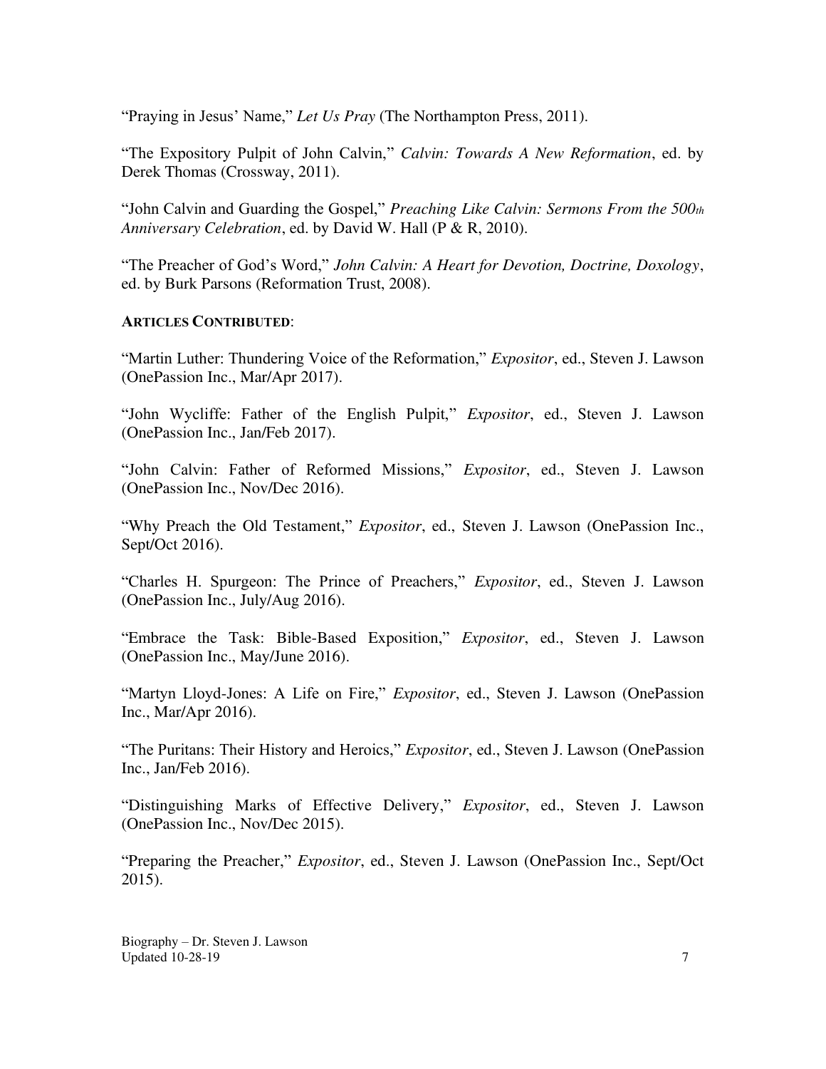"Praying in Jesus' Name," *Let Us Pray* (The Northampton Press, 2011).

"The Expository Pulpit of John Calvin," *Calvin: Towards A New Reformation*, ed. by Derek Thomas (Crossway, 2011).

"John Calvin and Guarding the Gospel," *Preaching Like Calvin: Sermons From the 500th Anniversary Celebration*, ed. by David W. Hall (P & R, 2010).

"The Preacher of God's Word," *John Calvin: A Heart for Devotion, Doctrine, Doxology*, ed. by Burk Parsons (Reformation Trust, 2008).

**ARTICLES CONTRIBUTED**:

"Martin Luther: Thundering Voice of the Reformation," *Expositor*, ed., Steven J. Lawson (OnePassion Inc., Mar/Apr 2017).

"John Wycliffe: Father of the English Pulpit," *Expositor*, ed., Steven J. Lawson (OnePassion Inc., Jan/Feb 2017).

"John Calvin: Father of Reformed Missions," *Expositor*, ed., Steven J. Lawson (OnePassion Inc., Nov/Dec 2016).

"Why Preach the Old Testament," *Expositor*, ed., Steven J. Lawson (OnePassion Inc., Sept/Oct 2016).

"Charles H. Spurgeon: The Prince of Preachers," *Expositor*, ed., Steven J. Lawson (OnePassion Inc., July/Aug 2016).

"Embrace the Task: Bible-Based Exposition," *Expositor*, ed., Steven J. Lawson (OnePassion Inc., May/June 2016).

"Martyn Lloyd-Jones: A Life on Fire," *Expositor*, ed., Steven J. Lawson (OnePassion Inc., Mar/Apr 2016).

"The Puritans: Their History and Heroics," *Expositor*, ed., Steven J. Lawson (OnePassion Inc., Jan/Feb 2016).

"Distinguishing Marks of Effective Delivery," *Expositor*, ed., Steven J. Lawson (OnePassion Inc., Nov/Dec 2015).

"Preparing the Preacher," *Expositor*, ed., Steven J. Lawson (OnePassion Inc., Sept/Oct 2015).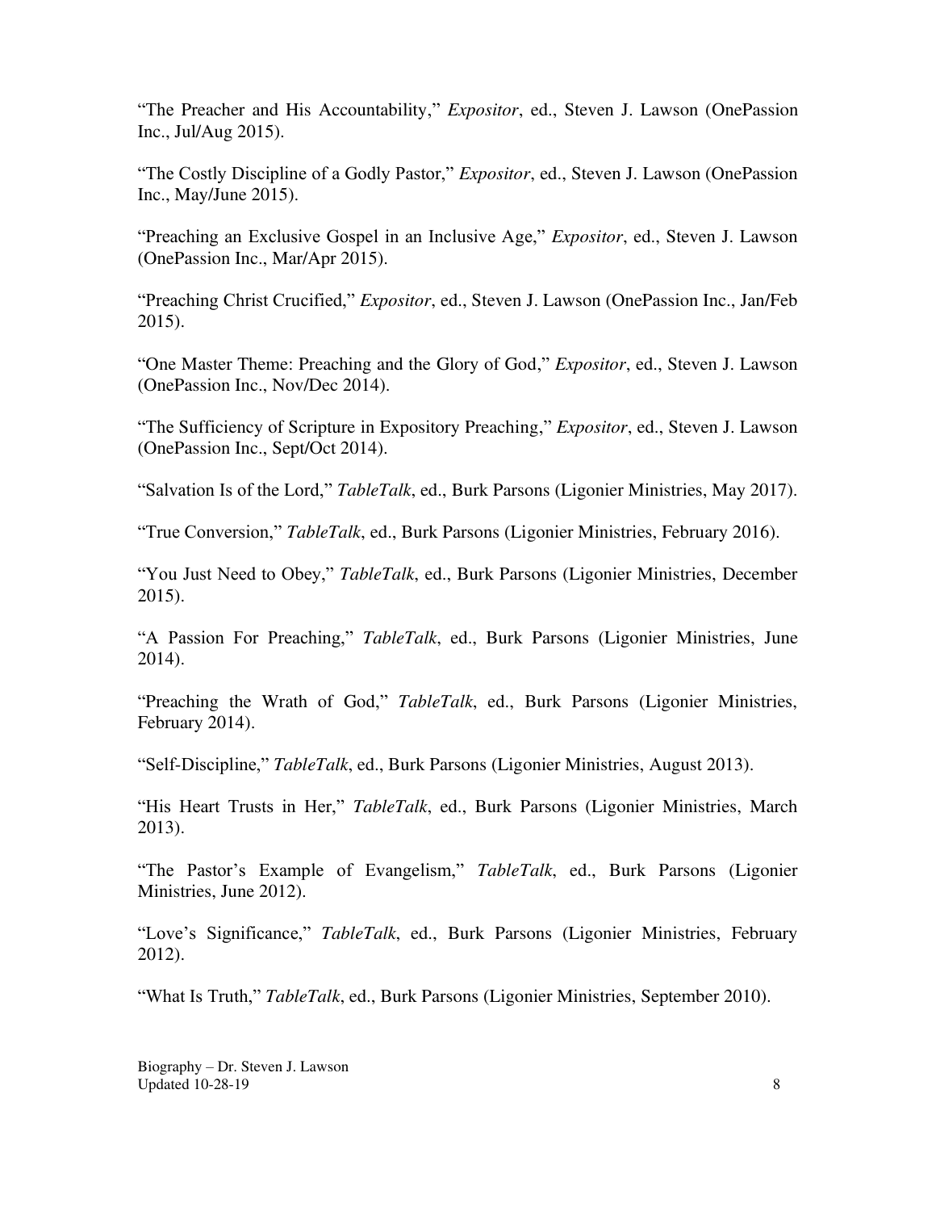"The Preacher and His Accountability," *Expositor*, ed., Steven J. Lawson (OnePassion Inc., Jul/Aug 2015).

"The Costly Discipline of a Godly Pastor," *Expositor*, ed., Steven J. Lawson (OnePassion Inc., May/June 2015).

"Preaching an Exclusive Gospel in an Inclusive Age," *Expositor*, ed., Steven J. Lawson (OnePassion Inc., Mar/Apr 2015).

"Preaching Christ Crucified," *Expositor*, ed., Steven J. Lawson (OnePassion Inc., Jan/Feb 2015).

"One Master Theme: Preaching and the Glory of God," *Expositor*, ed., Steven J. Lawson (OnePassion Inc., Nov/Dec 2014).

"The Sufficiency of Scripture in Expository Preaching," *Expositor*, ed., Steven J. Lawson (OnePassion Inc., Sept/Oct 2014).

"Salvation Is of the Lord," *TableTalk*, ed., Burk Parsons (Ligonier Ministries, May 2017).

"True Conversion," *TableTalk*, ed., Burk Parsons (Ligonier Ministries, February 2016).

"You Just Need to Obey," *TableTalk*, ed., Burk Parsons (Ligonier Ministries, December 2015).

"A Passion For Preaching," *TableTalk*, ed., Burk Parsons (Ligonier Ministries, June 2014).

"Preaching the Wrath of God," *TableTalk*, ed., Burk Parsons (Ligonier Ministries, February 2014).

"Self-Discipline," *TableTalk*, ed., Burk Parsons (Ligonier Ministries, August 2013).

"His Heart Trusts in Her," *TableTalk*, ed., Burk Parsons (Ligonier Ministries, March 2013).

"The Pastor's Example of Evangelism," *TableTalk*, ed., Burk Parsons (Ligonier Ministries, June 2012).

"Love's Significance," *TableTalk*, ed., Burk Parsons (Ligonier Ministries, February 2012).

"What Is Truth," *TableTalk*, ed., Burk Parsons (Ligonier Ministries, September 2010).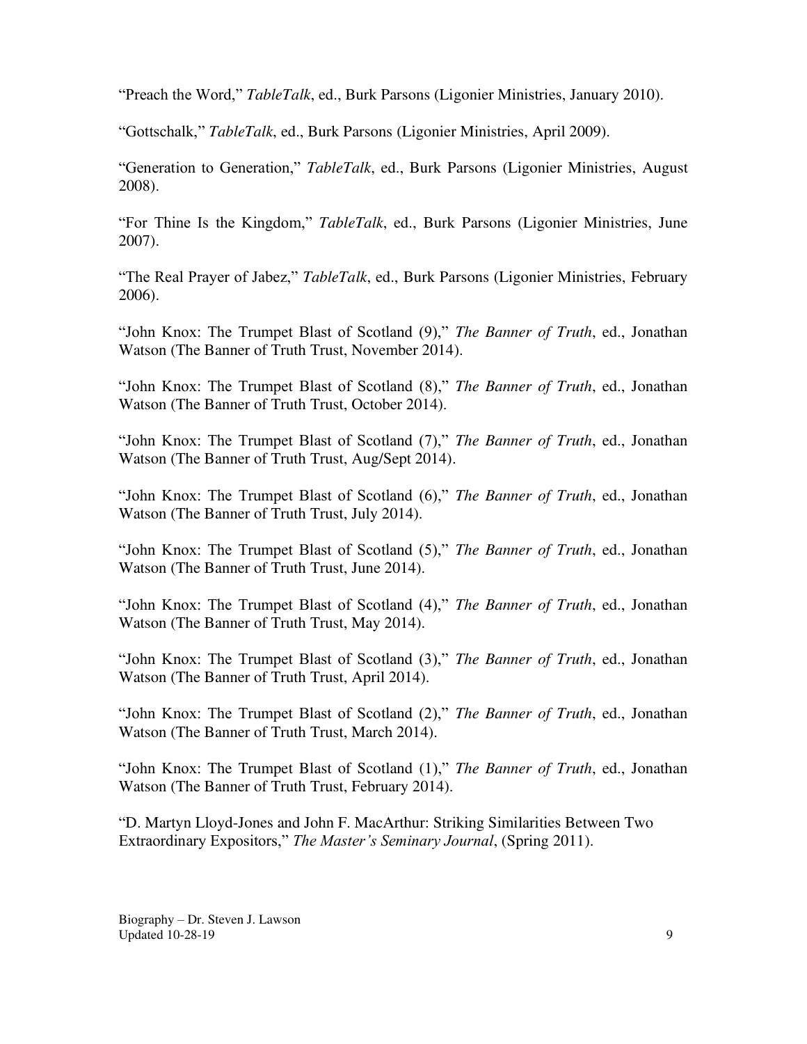"Preach the Word," *TableTalk*, ed., Burk Parsons (Ligonier Ministries, January 2010).

"Gottschalk," *TableTalk*, ed., Burk Parsons (Ligonier Ministries, April 2009).

"Generation to Generation," *TableTalk*, ed., Burk Parsons (Ligonier Ministries, August 2008).

"For Thine Is the Kingdom," *TableTalk*, ed., Burk Parsons (Ligonier Ministries, June 2007).

"The Real Prayer of Jabez," *TableTalk*, ed., Burk Parsons (Ligonier Ministries, February 2006).

"John Knox: The Trumpet Blast of Scotland (9)," *The Banner of Truth*, ed., Jonathan Watson (The Banner of Truth Trust, November 2014).

"John Knox: The Trumpet Blast of Scotland (8)," *The Banner of Truth*, ed., Jonathan Watson (The Banner of Truth Trust, October 2014).

"John Knox: The Trumpet Blast of Scotland (7)," *The Banner of Truth*, ed., Jonathan Watson (The Banner of Truth Trust, Aug/Sept 2014).

"John Knox: The Trumpet Blast of Scotland (6)," *The Banner of Truth*, ed., Jonathan Watson (The Banner of Truth Trust, July 2014).

"John Knox: The Trumpet Blast of Scotland (5)," *The Banner of Truth*, ed., Jonathan Watson (The Banner of Truth Trust, June 2014).

"John Knox: The Trumpet Blast of Scotland (4)," *The Banner of Truth*, ed., Jonathan Watson (The Banner of Truth Trust, May 2014).

"John Knox: The Trumpet Blast of Scotland (3)," *The Banner of Truth*, ed., Jonathan Watson (The Banner of Truth Trust, April 2014).

"John Knox: The Trumpet Blast of Scotland (2)," *The Banner of Truth*, ed., Jonathan Watson (The Banner of Truth Trust, March 2014).

"John Knox: The Trumpet Blast of Scotland (1)," *The Banner of Truth*, ed., Jonathan Watson (The Banner of Truth Trust, February 2014).

"D. Martyn Lloyd-Jones and John F. MacArthur: Striking Similarities Between Two Extraordinary Expositors," *The Master's Seminary Journal*, (Spring 2011).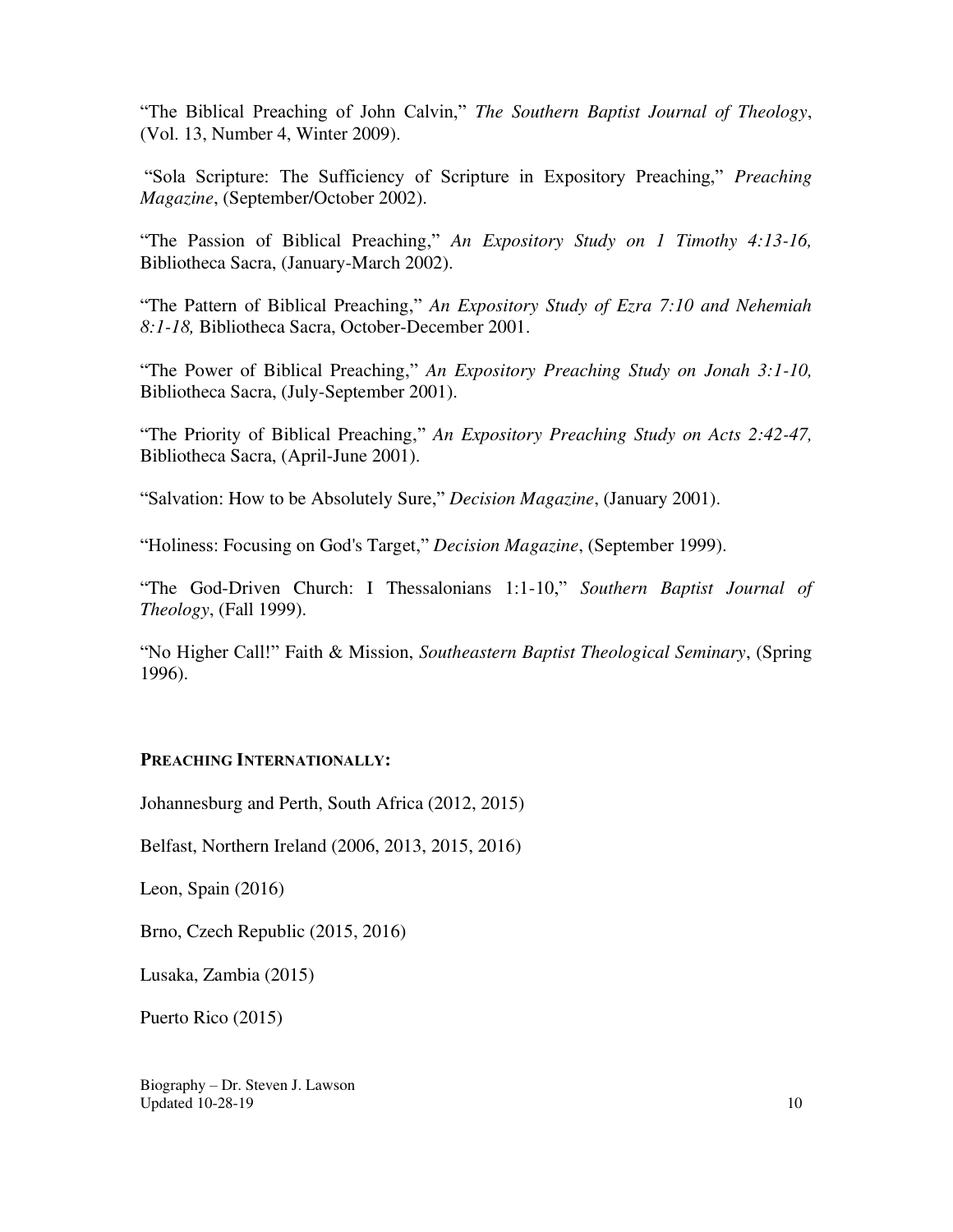"The Biblical Preaching of John Calvin," *The Southern Baptist Journal of Theology*, (Vol. 13, Number 4, Winter 2009).

"Sola Scripture: The Sufficiency of Scripture in Expository Preaching," *Preaching Magazine*, (September/October 2002).

"The Passion of Biblical Preaching," *An Expository Study on 1 Timothy 4:13-16,* Bibliotheca Sacra, (January-March 2002).

"The Pattern of Biblical Preaching," *An Expository Study of Ezra 7:10 and Nehemiah 8:1-18,* Bibliotheca Sacra, October-December 2001.

"The Power of Biblical Preaching," *An Expository Preaching Study on Jonah 3:1-10,* Bibliotheca Sacra, (July-September 2001).

"The Priority of Biblical Preaching," *An Expository Preaching Study on Acts 2:42-47,* Bibliotheca Sacra, (April-June 2001).

"Salvation: How to be Absolutely Sure," *Decision Magazine*, (January 2001).

"Holiness: Focusing on God's Target," *Decision Magazine*, (September 1999).

"The God-Driven Church: I Thessalonians 1:1-10," *Southern Baptist Journal of Theology*, (Fall 1999).

"No Higher Call!" Faith & Mission, *Southeastern Baptist Theological Seminary*, (Spring 1996).

**PREACHING INTERNATIONALLY:**

Johannesburg and Perth, South Africa (2012, 2015)

Belfast, Northern Ireland (2006, 2013, 2015, 2016)

Leon, Spain (2016)

Brno, Czech Republic (2015, 2016)

Lusaka, Zambia (2015)

Puerto Rico (2015)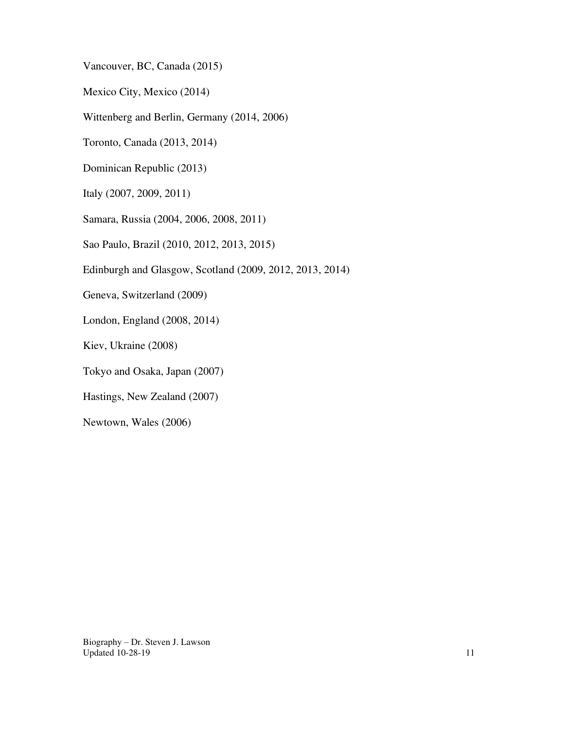Vancouver, BC, Canada (2015)

Mexico City, Mexico (2014)

Wittenberg and Berlin, Germany (2014, 2006)

Toronto, Canada (2013, 2014)

Dominican Republic (2013)

Italy (2007, 2009, 2011)

Samara, Russia (2004, 2006, 2008, 2011)

Sao Paulo, Brazil (2010, 2012, 2013, 2015)

Edinburgh and Glasgow, Scotland (2009, 2012, 2013, 2014)

Geneva, Switzerland (2009)

London, England (2008, 2014)

Kiev, Ukraine (2008)

Tokyo and Osaka, Japan (2007)

Hastings, New Zealand (2007)

Newtown, Wales (2006)